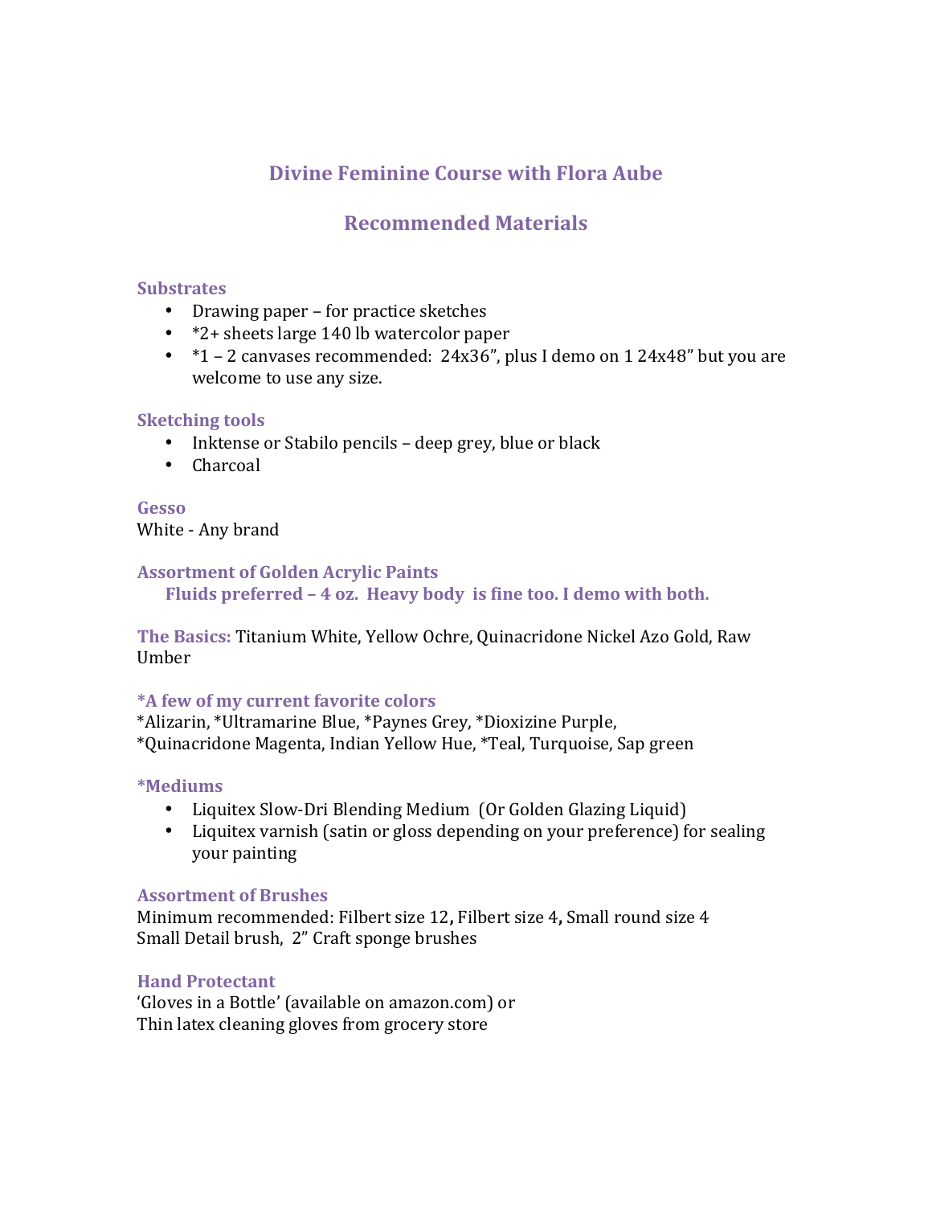# Divine Feminine Course with Flora Aube

## Recommended Materials

### Substrates

- Drawing paper – for practice sketches
- *2+ sheets large 140 lb watercolor paper
- *1 – 2 canvases recommended: 24x36", plus I demo on 1 24x48" but you are welcome to use any size.

### Sketching tools

- Inktense or Stabilo pencils – deep grey, blue or black
- Charcoal

### Gesso

White - Any brand

### Assortment of Golden Acrylic Paints

**Fluids preferred – 4 oz. Heavy body is fine too. I demo with both.**

**The Basics:** Titanium White, Yellow Ochre, Quinacridone Nickel Azo Gold, Raw Umber

### *A few of my current favorite colors

*Alizarin, *Ultramarine Blue, *Paynes Grey, *Dioxizine Purple, *Quinacridone Magenta, Indian Yellow Hue, *Teal, Turquoise, Sap green

### *Mediums

- Liquitex Slow-Dri Blending Medium (Or Golden Glazing Liquid)
- Liquitex varnish (satin or gloss depending on your preference) for sealing your painting

### Assortment of Brushes

Minimum recommended: Filbert size 12**,** Filbert size 4**,** Small round size 4
Small Detail brush, 2" Craft sponge brushes

### Hand Protectant

'Gloves in a Bottle' (available on amazon.com) or
Thin latex cleaning gloves from grocery store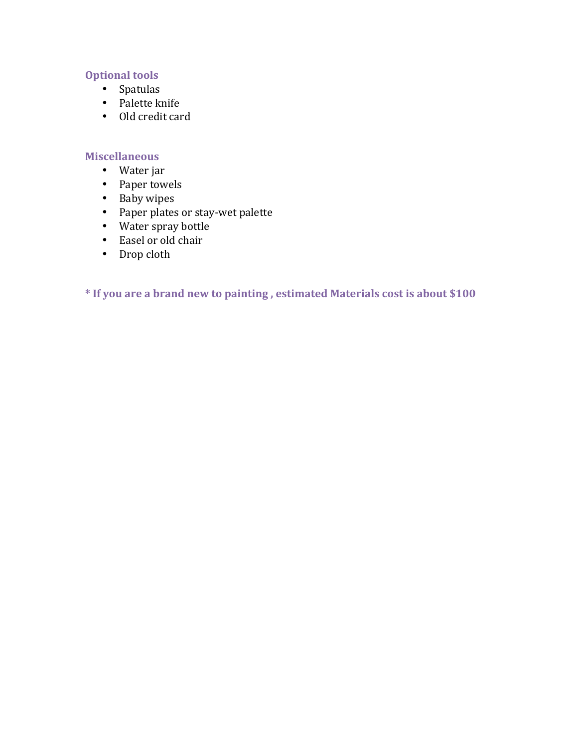### Optional tools

- Spatulas
- Palette knife
- Old credit card

### Miscellaneous

- Water jar
- Paper towels
- Baby wipes
- Paper plates or stay-wet palette
- Water spray bottle
- Easel or old chair
- Drop cloth

**\* If you are a brand new to painting , estimated Materials cost is about $100**